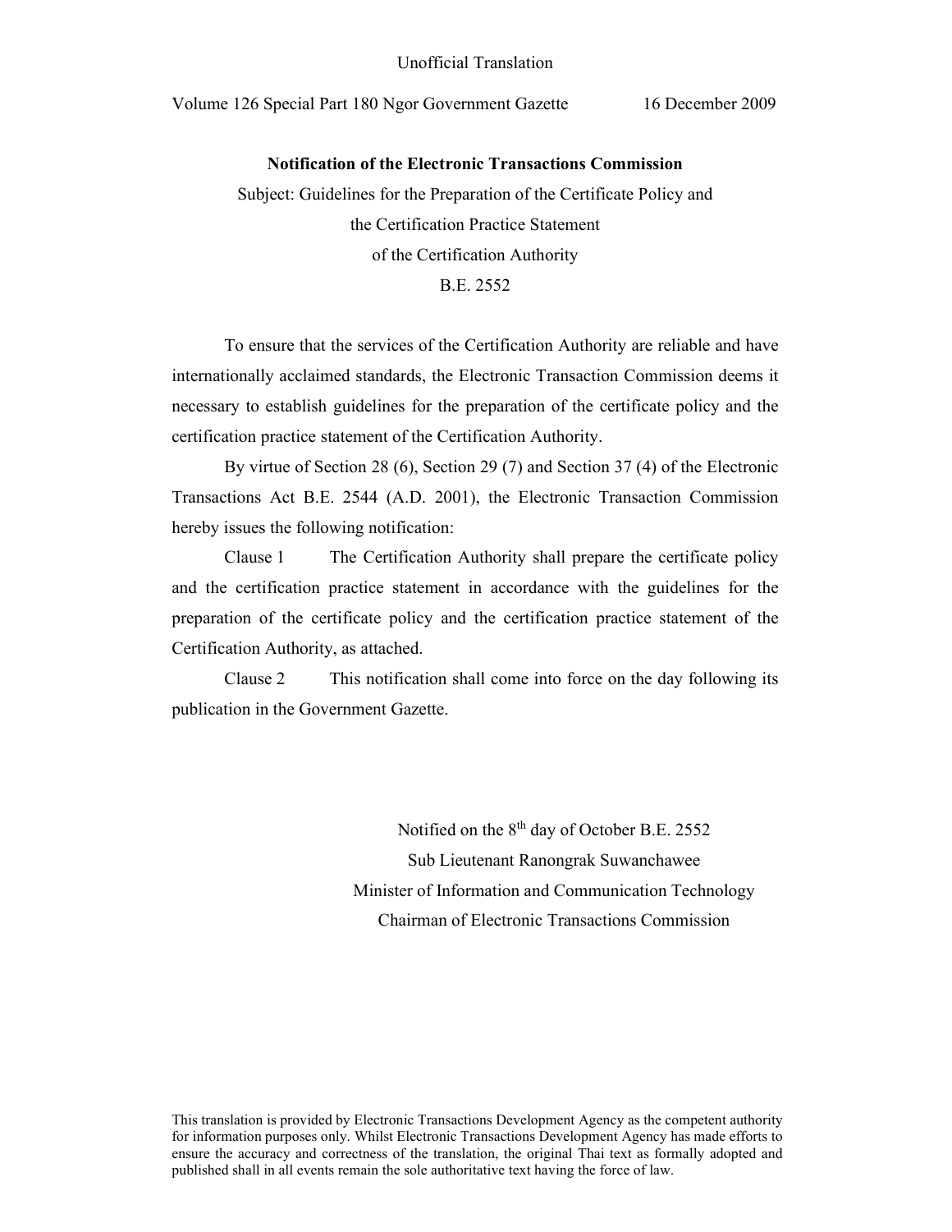Unofficial Translation

Volume 126 Special Part 180 Ngor Government Gazette 16 December 2009

**Notification of the Electronic Transactions Commission**

Subject: Guidelines for the Preparation of the Certificate Policy and the Certification Practice Statement of the Certification Authority B.E. 2552

To ensure that the services of the Certification Authority are reliable and have internationally acclaimed standards, the Electronic Transaction Commission deems it necessary to establish guidelines for the preparation of the certificate policy and the certification practice statement of the Certification Authority.

By virtue of Section 28 (6), Section 29 (7) and Section 37 (4) of the Electronic Transactions Act B.E. 2544 (A.D. 2001), the Electronic Transaction Commission hereby issues the following notification:

Clause 1 The Certification Authority shall prepare the certificate policy and the certification practice statement in accordance with the guidelines for the preparation of the certificate policy and the certification practice statement of the Certification Authority, as attached.

Clause 2 This notification shall come into force on the day following its publication in the Government Gazette.

Notified on the 8th day of October B.E. 2552

Sub Lieutenant Ranongrak Suwanchawee

Minister of Information and Communication Technology

Chairman of Electronic Transactions Commission

This translation is provided by Electronic Transactions Development Agency as the competent authority for information purposes only. Whilst Electronic Transactions Development Agency has made efforts to ensure the accuracy and correctness of the translation, the original Thai text as formally adopted and published shall in all events remain the sole authoritative text having the force of law.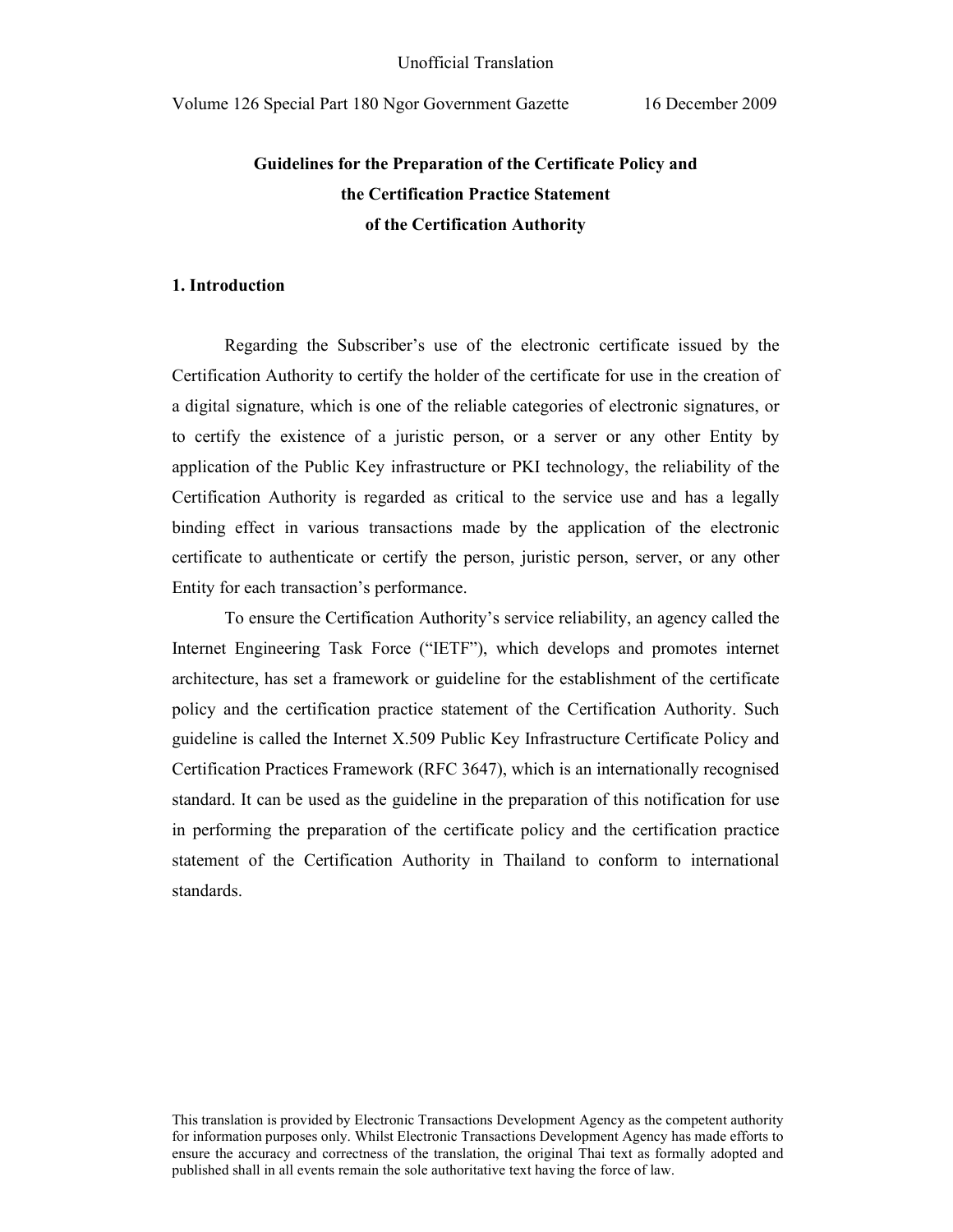Unofficial Translation

Volume 126 Special Part 180 Ngor Government Gazette 16 December 2009

# Guidelines for the Preparation of the Certificate Policy and the Certification Practice Statement of the Certification Authority

## 1. Introduction

Regarding the Subscriber's use of the electronic certificate issued by the Certification Authority to certify the holder of the certificate for use in the creation of a digital signature, which is one of the reliable categories of electronic signatures, or to certify the existence of a juristic person, or a server or any other Entity by application of the Public Key infrastructure or PKI technology, the reliability of the Certification Authority is regarded as critical to the service use and has a legally binding effect in various transactions made by the application of the electronic certificate to authenticate or certify the person, juristic person, server, or any other Entity for each transaction's performance.

To ensure the Certification Authority's service reliability, an agency called the Internet Engineering Task Force ("IETF"), which develops and promotes internet architecture, has set a framework or guideline for the establishment of the certificate policy and the certification practice statement of the Certification Authority. Such guideline is called the Internet X.509 Public Key Infrastructure Certificate Policy and Certification Practices Framework (RFC 3647), which is an internationally recognised standard. It can be used as the guideline in the preparation of this notification for use in performing the preparation of the certificate policy and the certification practice statement of the Certification Authority in Thailand to conform to international standards.

This translation is provided by Electronic Transactions Development Agency as the competent authority for information purposes only. Whilst Electronic Transactions Development Agency has made efforts to ensure the accuracy and correctness of the translation, the original Thai text as formally adopted and published shall in all events remain the sole authoritative text having the force of law.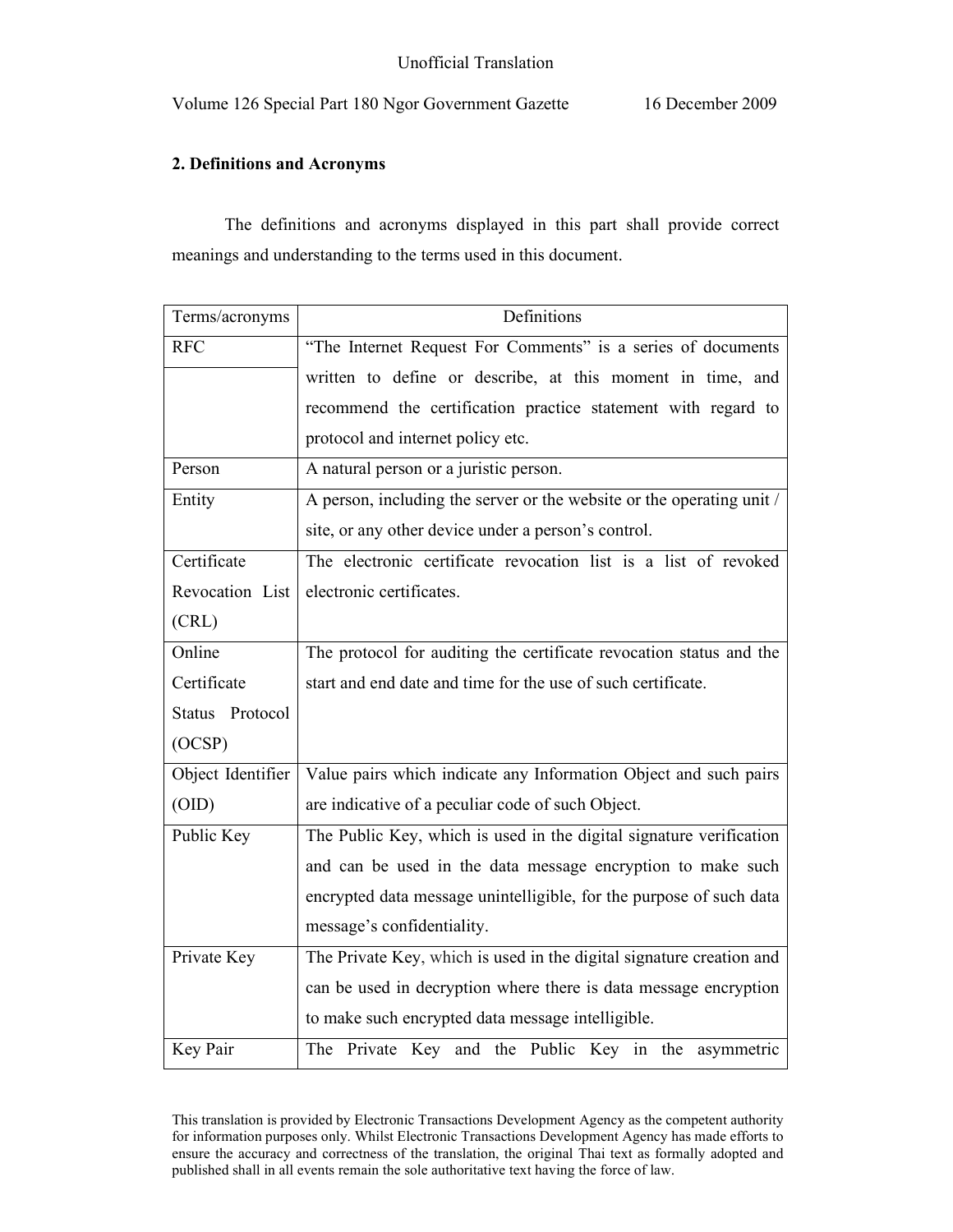## 2. Definitions and Acronyms

The definitions and acronyms displayed in this part shall provide correct meanings and understanding to the terms used in this document.

| Terms/acronyms | Definitions |
|---|---|
| RFC | "The Internet Request For Comments" is a series of documents written to define or describe, at this moment in time, and recommend the certification practice statement with regard to protocol and internet policy etc. |
| Person | A natural person or a juristic person. |
| Entity | A person, including the server or the website or the operating unit / site, or any other device under a person's control. |
| Certificate Revocation List (CRL) | The electronic certificate revocation list is a list of revoked electronic certificates. |
| Online Certificate Status Protocol (OCSP) | The protocol for auditing the certificate revocation status and the start and end date and time for the use of such certificate. |
| Object Identifier (OID) | Value pairs which indicate any Information Object and such pairs are indicative of a peculiar code of such Object. |
| Public Key | The Public Key, which is used in the digital signature verification and can be used in the data message encryption to make such encrypted data message unintelligible, for the purpose of such data message's confidentiality. |
| Private Key | The Private Key, which is used in the digital signature creation and can be used in decryption where there is data message encryption to make such encrypted data message intelligible. |
| Key Pair | The Private Key and the Public Key in the asymmetric |

This translation is provided by Electronic Transactions Development Agency as the competent authority for information purposes only. Whilst Electronic Transactions Development Agency has made efforts to ensure the accuracy and correctness of the translation, the original Thai text as formally adopted and published shall in all events remain the sole authoritative text having the force of law.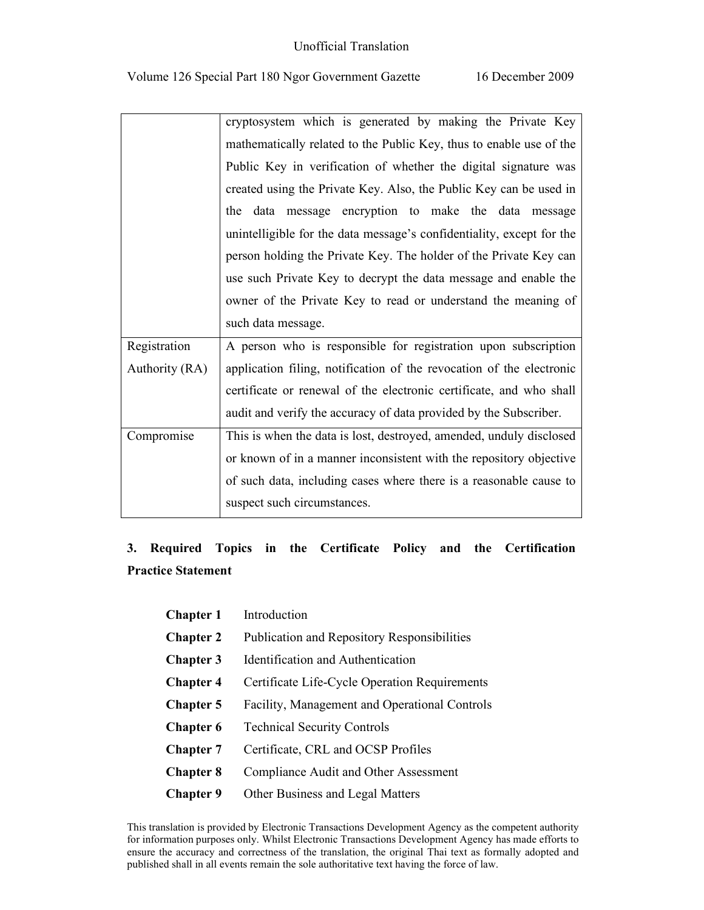| | |
|---|---|
| | cryptosystem which is generated by making the Private Key mathematically related to the Public Key, thus to enable use of the Public Key in verification of whether the digital signature was created using the Private Key. Also, the Public Key can be used in the data message encryption to make the data message unintelligible for the data message's confidentiality, except for the person holding the Private Key. The holder of the Private Key can use such Private Key to decrypt the data message and enable the owner of the Private Key to read or understand the meaning of such data message. |
| Registration Authority (RA) | A person who is responsible for registration upon subscription application filing, notification of the revocation of the electronic certificate or renewal of the electronic certificate, and who shall audit and verify the accuracy of data provided by the Subscriber. |
| Compromise | This is when the data is lost, destroyed, amended, unduly disclosed or known of in a manner inconsistent with the repository objective of such data, including cases where there is a reasonable cause to suspect such circumstances. |

## 3. Required Topics in the Certificate Policy and the Certification Practice Statement

**Chapter 1** Introduction

**Chapter 2** Publication and Repository Responsibilities

**Chapter 3** Identification and Authentication

**Chapter 4** Certificate Life-Cycle Operation Requirements

**Chapter 5** Facility, Management and Operational Controls

**Chapter 6** Technical Security Controls

**Chapter 7** Certificate, CRL and OCSP Profiles

**Chapter 8** Compliance Audit and Other Assessment

**Chapter 9** Other Business and Legal Matters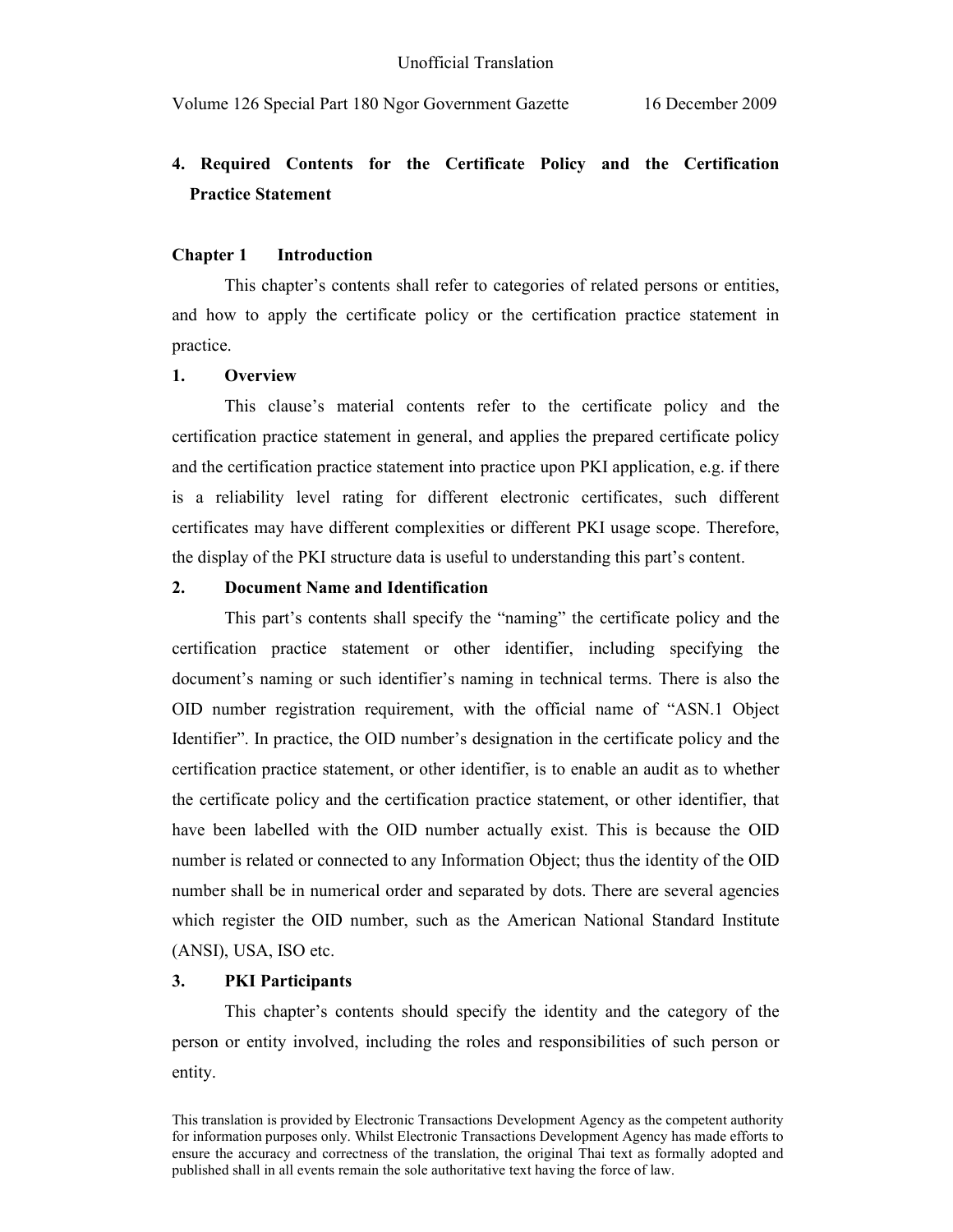## 4. Required Contents for the Certificate Policy and the Certification Practice Statement

### Chapter 1 Introduction

This chapter's contents shall refer to categories of related persons or entities, and how to apply the certificate policy or the certification practice statement in practice.

**1. Overview**

This clause's material contents refer to the certificate policy and the certification practice statement in general, and applies the prepared certificate policy and the certification practice statement into practice upon PKI application, e.g. if there is a reliability level rating for different electronic certificates, such different certificates may have different complexities or different PKI usage scope. Therefore, the display of the PKI structure data is useful to understanding this part's content.

**2. Document Name and Identification**

This part's contents shall specify the "naming" the certificate policy and the certification practice statement or other identifier, including specifying the document's naming or such identifier's naming in technical terms. There is also the OID number registration requirement, with the official name of "ASN.1 Object Identifier". In practice, the OID number's designation in the certificate policy and the certification practice statement, or other identifier, is to enable an audit as to whether the certificate policy and the certification practice statement, or other identifier, that have been labelled with the OID number actually exist. This is because the OID number is related or connected to any Information Object; thus the identity of the OID number shall be in numerical order and separated by dots. There are several agencies which register the OID number, such as the American National Standard Institute (ANSI), USA, ISO etc.

**3. PKI Participants**

This chapter's contents should specify the identity and the category of the person or entity involved, including the roles and responsibilities of such person or entity.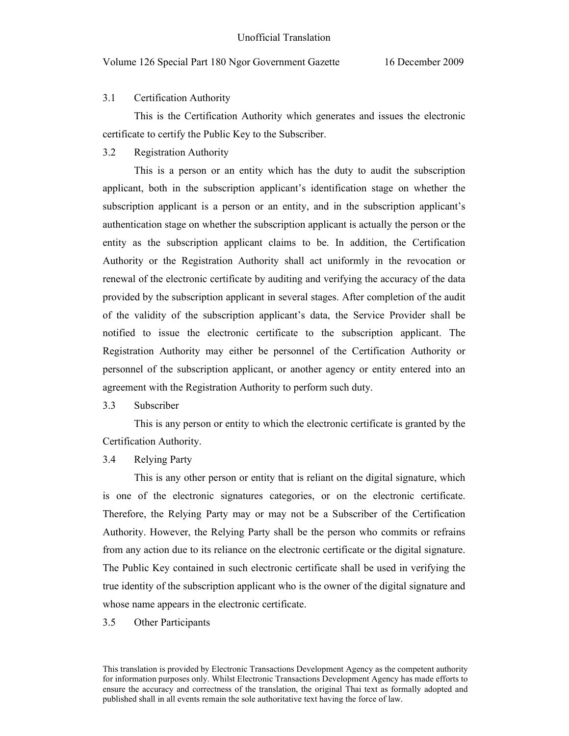### 3.1 Certification Authority

This is the Certification Authority which generates and issues the electronic certificate to certify the Public Key to the Subscriber.

### 3.2 Registration Authority

This is a person or an entity which has the duty to audit the subscription applicant, both in the subscription applicant's identification stage on whether the subscription applicant is a person or an entity, and in the subscription applicant's authentication stage on whether the subscription applicant is actually the person or the entity as the subscription applicant claims to be. In addition, the Certification Authority or the Registration Authority shall act uniformly in the revocation or renewal of the electronic certificate by auditing and verifying the accuracy of the data provided by the subscription applicant in several stages. After completion of the audit of the validity of the subscription applicant's data, the Service Provider shall be notified to issue the electronic certificate to the subscription applicant. The Registration Authority may either be personnel of the Certification Authority or personnel of the subscription applicant, or another agency or entity entered into an agreement with the Registration Authority to perform such duty.

### 3.3 Subscriber

This is any person or entity to which the electronic certificate is granted by the Certification Authority.

### 3.4 Relying Party

This is any other person or entity that is reliant on the digital signature, which is one of the electronic signatures categories, or on the electronic certificate. Therefore, the Relying Party may or may not be a Subscriber of the Certification Authority. However, the Relying Party shall be the person who commits or refrains from any action due to its reliance on the electronic certificate or the digital signature. The Public Key contained in such electronic certificate shall be used in verifying the true identity of the subscription applicant who is the owner of the digital signature and whose name appears in the electronic certificate.

### 3.5 Other Participants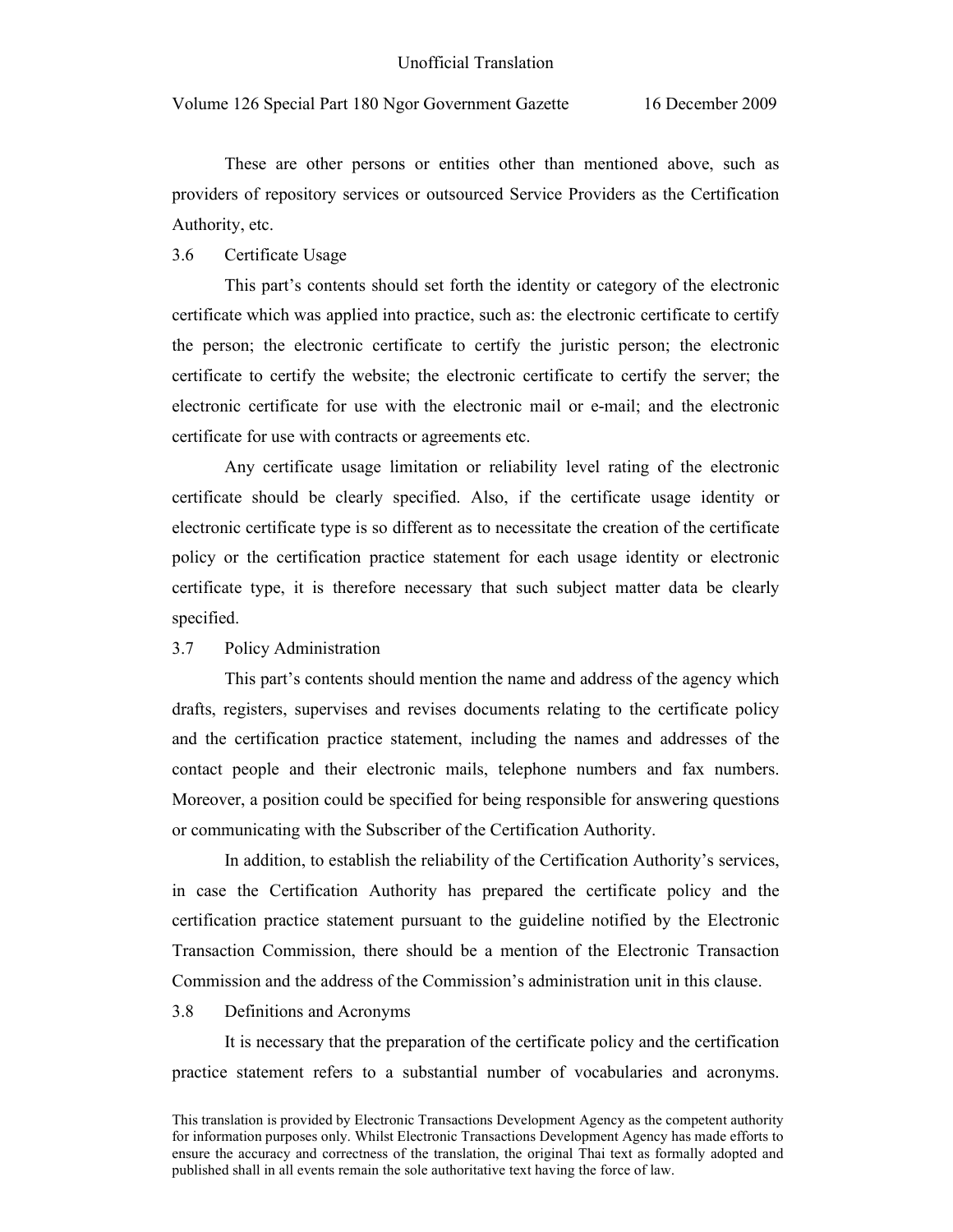These are other persons or entities other than mentioned above, such as providers of repository services or outsourced Service Providers as the Certification Authority, etc.

### 3.6 Certificate Usage

This part's contents should set forth the identity or category of the electronic certificate which was applied into practice, such as: the electronic certificate to certify the person; the electronic certificate to certify the juristic person; the electronic certificate to certify the website; the electronic certificate to certify the server; the electronic certificate for use with the electronic mail or e-mail; and the electronic certificate for use with contracts or agreements etc.

Any certificate usage limitation or reliability level rating of the electronic certificate should be clearly specified. Also, if the certificate usage identity or electronic certificate type is so different as to necessitate the creation of the certificate policy or the certification practice statement for each usage identity or electronic certificate type, it is therefore necessary that such subject matter data be clearly specified.

### 3.7 Policy Administration

This part's contents should mention the name and address of the agency which drafts, registers, supervises and revises documents relating to the certificate policy and the certification practice statement, including the names and addresses of the contact people and their electronic mails, telephone numbers and fax numbers. Moreover, a position could be specified for being responsible for answering questions or communicating with the Subscriber of the Certification Authority.

In addition, to establish the reliability of the Certification Authority's services, in case the Certification Authority has prepared the certificate policy and the certification practice statement pursuant to the guideline notified by the Electronic Transaction Commission, there should be a mention of the Electronic Transaction Commission and the address of the Commission's administration unit in this clause.

### 3.8 Definitions and Acronyms

It is necessary that the preparation of the certificate policy and the certification practice statement refers to a substantial number of vocabularies and acronyms.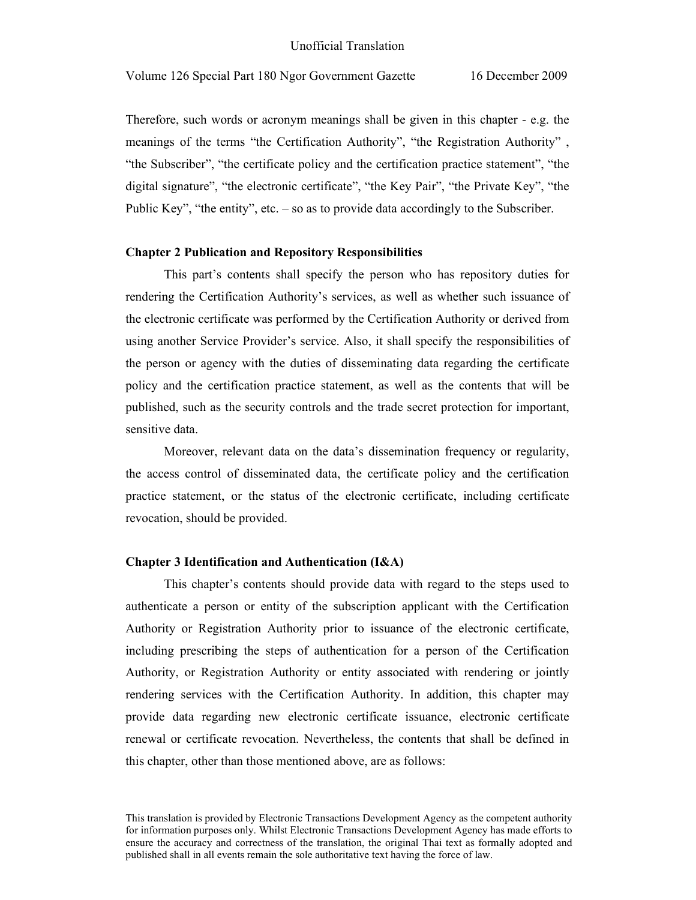Therefore, such words or acronym meanings shall be given in this chapter - e.g. the meanings of the terms "the Certification Authority", "the Registration Authority" , "the Subscriber", "the certificate policy and the certification practice statement", "the digital signature", "the electronic certificate", "the Key Pair", "the Private Key", "the Public Key", "the entity", etc. – so as to provide data accordingly to the Subscriber.

**Chapter 2 Publication and Repository Responsibilities**

This part's contents shall specify the person who has repository duties for rendering the Certification Authority's services, as well as whether such issuance of the electronic certificate was performed by the Certification Authority or derived from using another Service Provider's service. Also, it shall specify the responsibilities of the person or agency with the duties of disseminating data regarding the certificate policy and the certification practice statement, as well as the contents that will be published, such as the security controls and the trade secret protection for important, sensitive data.

Moreover, relevant data on the data's dissemination frequency or regularity, the access control of disseminated data, the certificate policy and the certification practice statement, or the status of the electronic certificate, including certificate revocation, should be provided.

**Chapter 3 Identification and Authentication (I&A)**

This chapter's contents should provide data with regard to the steps used to authenticate a person or entity of the subscription applicant with the Certification Authority or Registration Authority prior to issuance of the electronic certificate, including prescribing the steps of authentication for a person of the Certification Authority, or Registration Authority or entity associated with rendering or jointly rendering services with the Certification Authority. In addition, this chapter may provide data regarding new electronic certificate issuance, electronic certificate renewal or certificate revocation. Nevertheless, the contents that shall be defined in this chapter, other than those mentioned above, are as follows: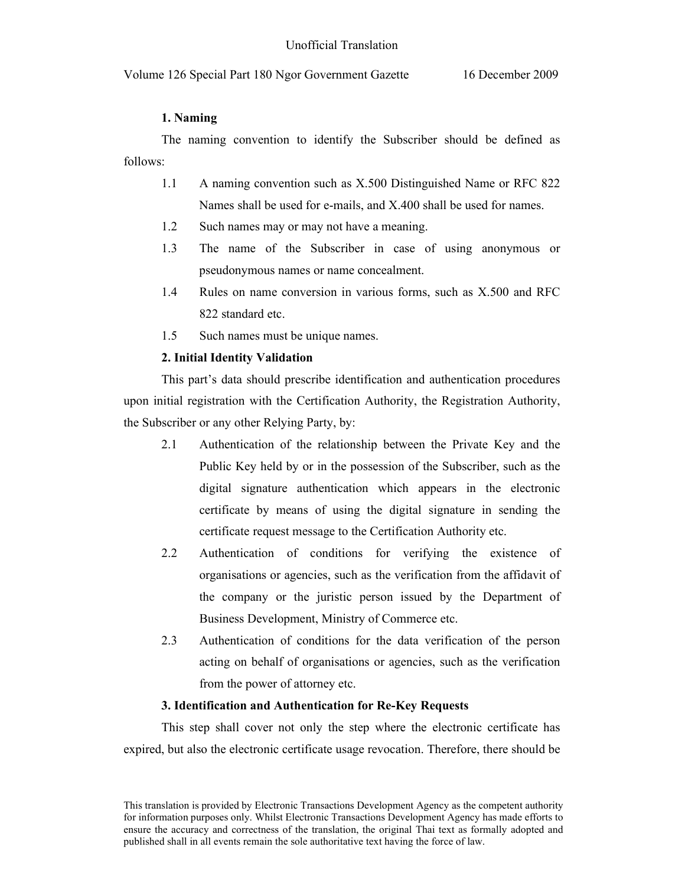**1. Naming**

The naming convention to identify the Subscriber should be defined as follows:

1.1 A naming convention such as X.500 Distinguished Name or RFC 822 Names shall be used for e-mails, and X.400 shall be used for names.

1.2 Such names may or may not have a meaning.

1.3 The name of the Subscriber in case of using anonymous or pseudonymous names or name concealment.

1.4 Rules on name conversion in various forms, such as X.500 and RFC 822 standard etc.

1.5 Such names must be unique names.

**2. Initial Identity Validation**

This part's data should prescribe identification and authentication procedures upon initial registration with the Certification Authority, the Registration Authority, the Subscriber or any other Relying Party, by:

2.1 Authentication of the relationship between the Private Key and the Public Key held by or in the possession of the Subscriber, such as the digital signature authentication which appears in the electronic certificate by means of using the digital signature in sending the certificate request message to the Certification Authority etc.

2.2 Authentication of conditions for verifying the existence of organisations or agencies, such as the verification from the affidavit of the company or the juristic person issued by the Department of Business Development, Ministry of Commerce etc.

2.3 Authentication of conditions for the data verification of the person acting on behalf of organisations or agencies, such as the verification from the power of attorney etc.

**3. Identification and Authentication for Re-Key Requests**

This step shall cover not only the step where the electronic certificate has expired, but also the electronic certificate usage revocation. Therefore, there should be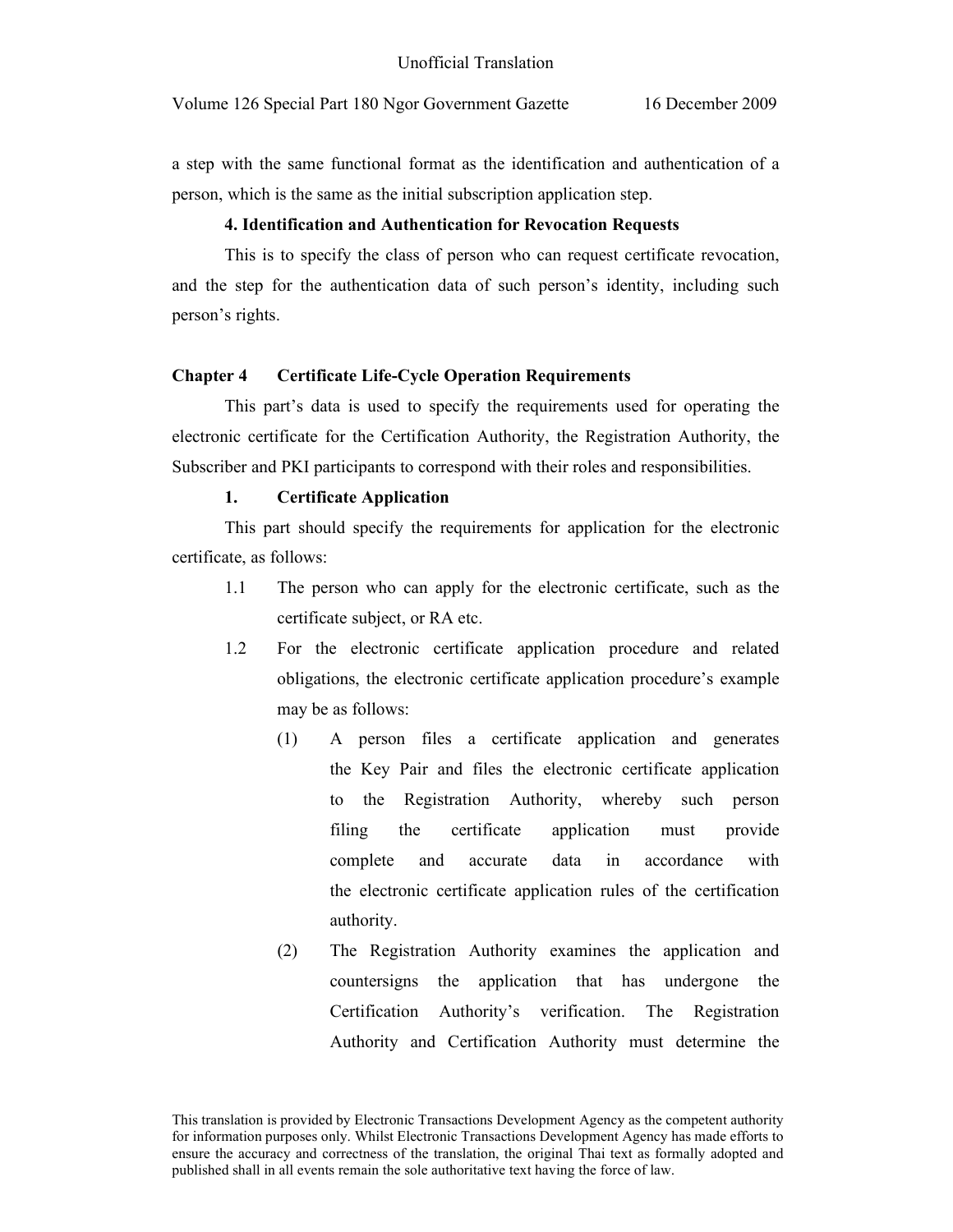a step with the same functional format as the identification and authentication of a person, which is the same as the initial subscription application step.

**4. Identification and Authentication for Revocation Requests**

This is to specify the class of person who can request certificate revocation, and the step for the authentication data of such person's identity, including such person's rights.

## Chapter 4 Certificate Life-Cycle Operation Requirements

This part's data is used to specify the requirements used for operating the electronic certificate for the Certification Authority, the Registration Authority, the Subscriber and PKI participants to correspond with their roles and responsibilities.

**1. Certificate Application**

This part should specify the requirements for application for the electronic certificate, as follows:

1.1 The person who can apply for the electronic certificate, such as the certificate subject, or RA etc.

1.2 For the electronic certificate application procedure and related obligations, the electronic certificate application procedure's example may be as follows:

(1) A person files a certificate application and generates the Key Pair and files the electronic certificate application to the Registration Authority, whereby such person filing the certificate application must provide complete and accurate data in accordance with the electronic certificate application rules of the certification authority.

(2) The Registration Authority examines the application and countersigns the application that has undergone the Certification Authority's verification. The Registration Authority and Certification Authority must determine the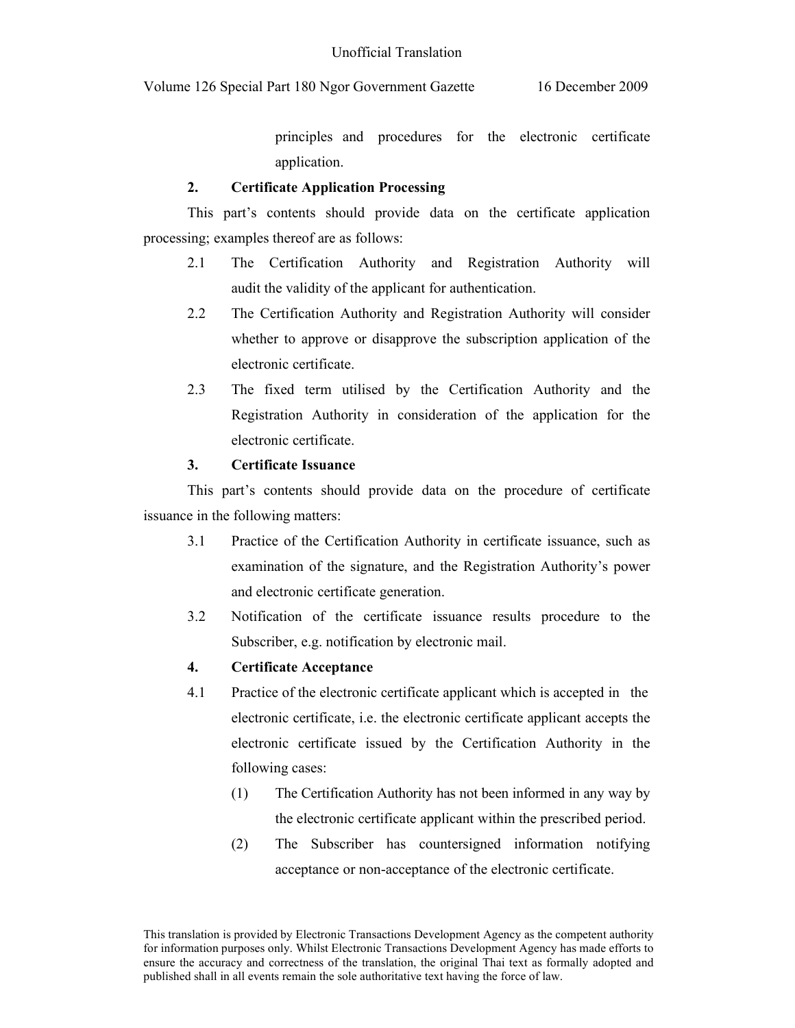principles and procedures for the electronic certificate application.

**2. Certificate Application Processing**

This part's contents should provide data on the certificate application processing; examples thereof are as follows:

2.1 The Certification Authority and Registration Authority will audit the validity of the applicant for authentication.

2.2 The Certification Authority and Registration Authority will consider whether to approve or disapprove the subscription application of the electronic certificate.

2.3 The fixed term utilised by the Certification Authority and the Registration Authority in consideration of the application for the electronic certificate.

**3. Certificate Issuance**

This part's contents should provide data on the procedure of certificate issuance in the following matters:

3.1 Practice of the Certification Authority in certificate issuance, such as examination of the signature, and the Registration Authority's power and electronic certificate generation.

3.2 Notification of the certificate issuance results procedure to the Subscriber, e.g. notification by electronic mail.

**4. Certificate Acceptance**

4.1 Practice of the electronic certificate applicant which is accepted in the electronic certificate, i.e. the electronic certificate applicant accepts the electronic certificate issued by the Certification Authority in the following cases:

(1) The Certification Authority has not been informed in any way by the electronic certificate applicant within the prescribed period.

(2) The Subscriber has countersigned information notifying acceptance or non-acceptance of the electronic certificate.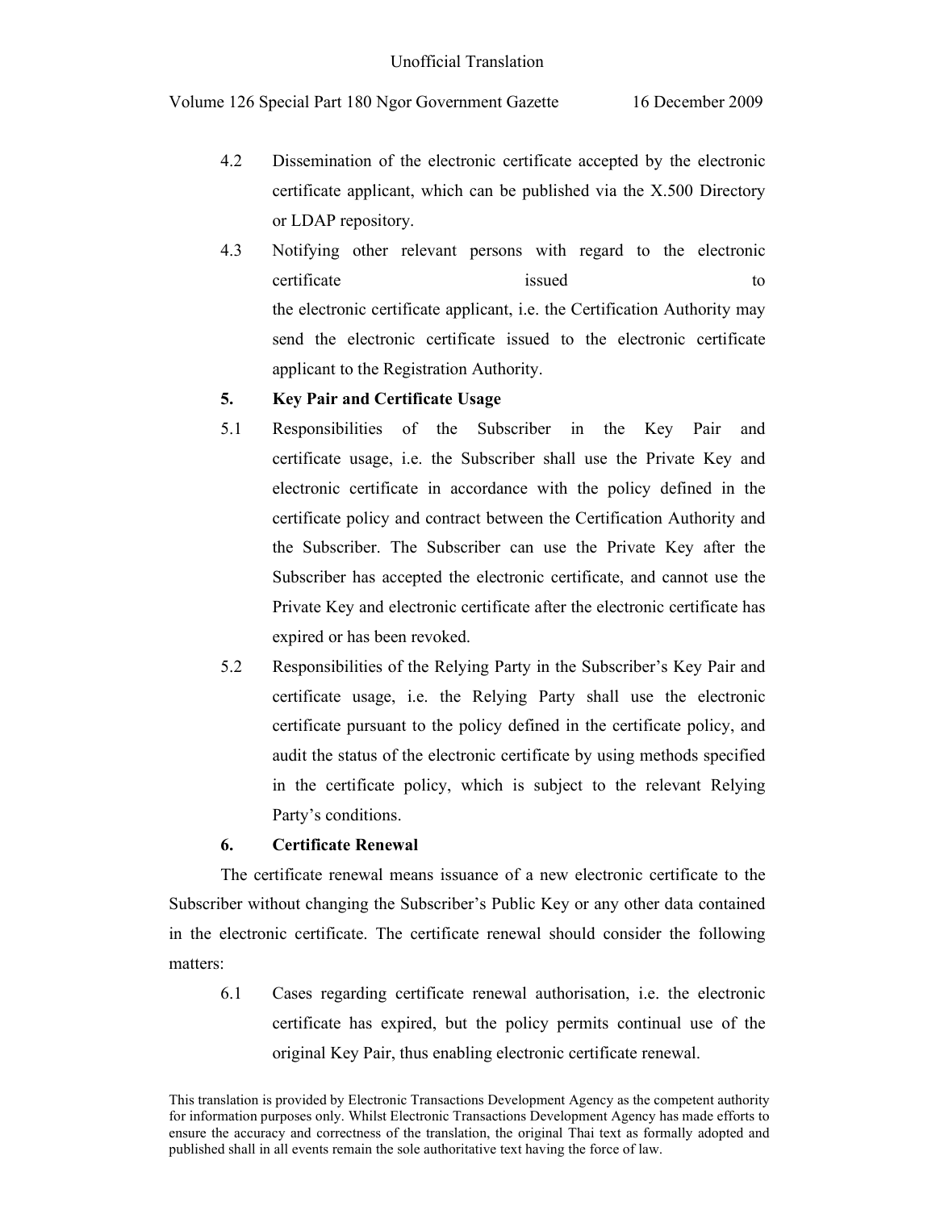4.2 Dissemination of the electronic certificate accepted by the electronic certificate applicant, which can be published via the X.500 Directory or LDAP repository.

4.3 Notifying other relevant persons with regard to the electronic certificate issued to the electronic certificate applicant, i.e. the Certification Authority may send the electronic certificate issued to the electronic certificate applicant to the Registration Authority.

**5. Key Pair and Certificate Usage**

5.1 Responsibilities of the Subscriber in the Key Pair and certificate usage, i.e. the Subscriber shall use the Private Key and electronic certificate in accordance with the policy defined in the certificate policy and contract between the Certification Authority and the Subscriber. The Subscriber can use the Private Key after the Subscriber has accepted the electronic certificate, and cannot use the Private Key and electronic certificate after the electronic certificate has expired or has been revoked.

5.2 Responsibilities of the Relying Party in the Subscriber's Key Pair and certificate usage, i.e. the Relying Party shall use the electronic certificate pursuant to the policy defined in the certificate policy, and audit the status of the electronic certificate by using methods specified in the certificate policy, which is subject to the relevant Relying Party's conditions.

**6. Certificate Renewal**

The certificate renewal means issuance of a new electronic certificate to the Subscriber without changing the Subscriber's Public Key or any other data contained in the electronic certificate. The certificate renewal should consider the following matters:

6.1 Cases regarding certificate renewal authorisation, i.e. the electronic certificate has expired, but the policy permits continual use of the original Key Pair, thus enabling electronic certificate renewal.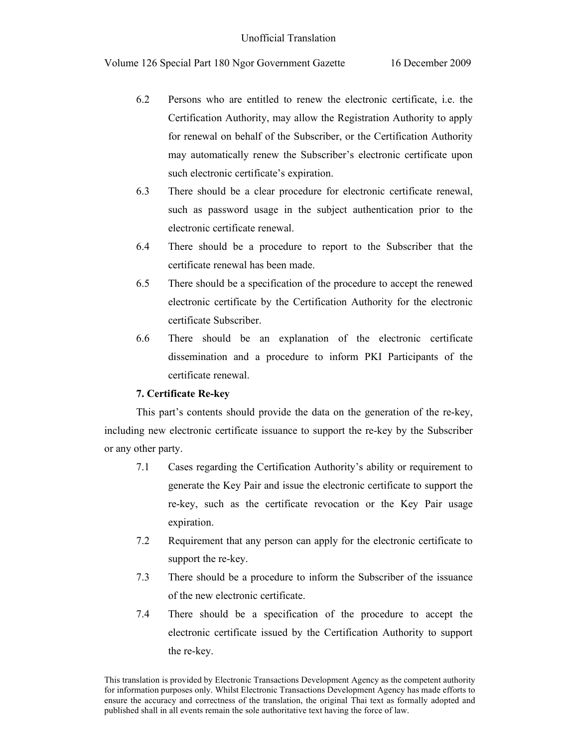6.2 Persons who are entitled to renew the electronic certificate, i.e. the Certification Authority, may allow the Registration Authority to apply for renewal on behalf of the Subscriber, or the Certification Authority may automatically renew the Subscriber's electronic certificate upon such electronic certificate's expiration.

6.3 There should be a clear procedure for electronic certificate renewal, such as password usage in the subject authentication prior to the electronic certificate renewal.

6.4 There should be a procedure to report to the Subscriber that the certificate renewal has been made.

6.5 There should be a specification of the procedure to accept the renewed electronic certificate by the Certification Authority for the electronic certificate Subscriber.

6.6 There should be an explanation of the electronic certificate dissemination and a procedure to inform PKI Participants of the certificate renewal.

**7. Certificate Re-key**

This part's contents should provide the data on the generation of the re-key, including new electronic certificate issuance to support the re-key by the Subscriber or any other party.

7.1 Cases regarding the Certification Authority's ability or requirement to generate the Key Pair and issue the electronic certificate to support the re-key, such as the certificate revocation or the Key Pair usage expiration.

7.2 Requirement that any person can apply for the electronic certificate to support the re-key.

7.3 There should be a procedure to inform the Subscriber of the issuance of the new electronic certificate.

7.4 There should be a specification of the procedure to accept the electronic certificate issued by the Certification Authority to support the re-key.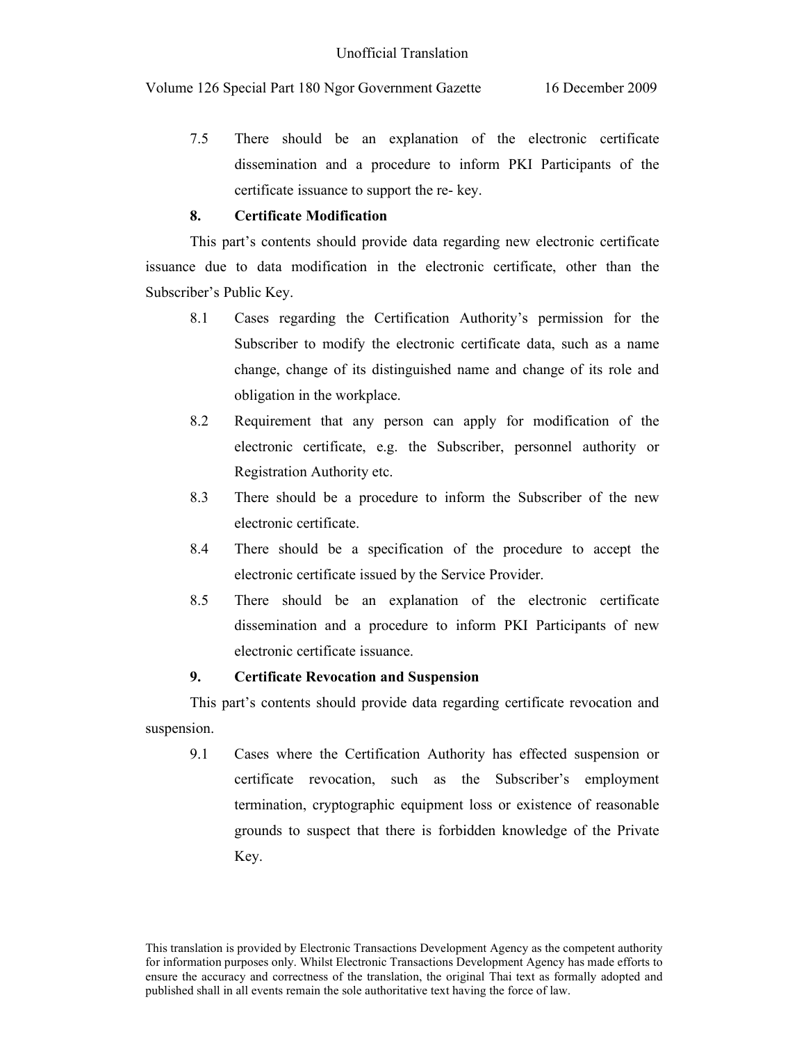7.5 There should be an explanation of the electronic certificate dissemination and a procedure to inform PKI Participants of the certificate issuance to support the re- key.

**8. Certificate Modification**

This part's contents should provide data regarding new electronic certificate issuance due to data modification in the electronic certificate, other than the Subscriber's Public Key.

8.1 Cases regarding the Certification Authority's permission for the Subscriber to modify the electronic certificate data, such as a name change, change of its distinguished name and change of its role and obligation in the workplace.

8.2 Requirement that any person can apply for modification of the electronic certificate, e.g. the Subscriber, personnel authority or Registration Authority etc.

8.3 There should be a procedure to inform the Subscriber of the new electronic certificate.

8.4 There should be a specification of the procedure to accept the electronic certificate issued by the Service Provider.

8.5 There should be an explanation of the electronic certificate dissemination and a procedure to inform PKI Participants of new electronic certificate issuance.

**9. Certificate Revocation and Suspension**

This part's contents should provide data regarding certificate revocation and suspension.

9.1 Cases where the Certification Authority has effected suspension or certificate revocation, such as the Subscriber's employment termination, cryptographic equipment loss or existence of reasonable grounds to suspect that there is forbidden knowledge of the Private Key.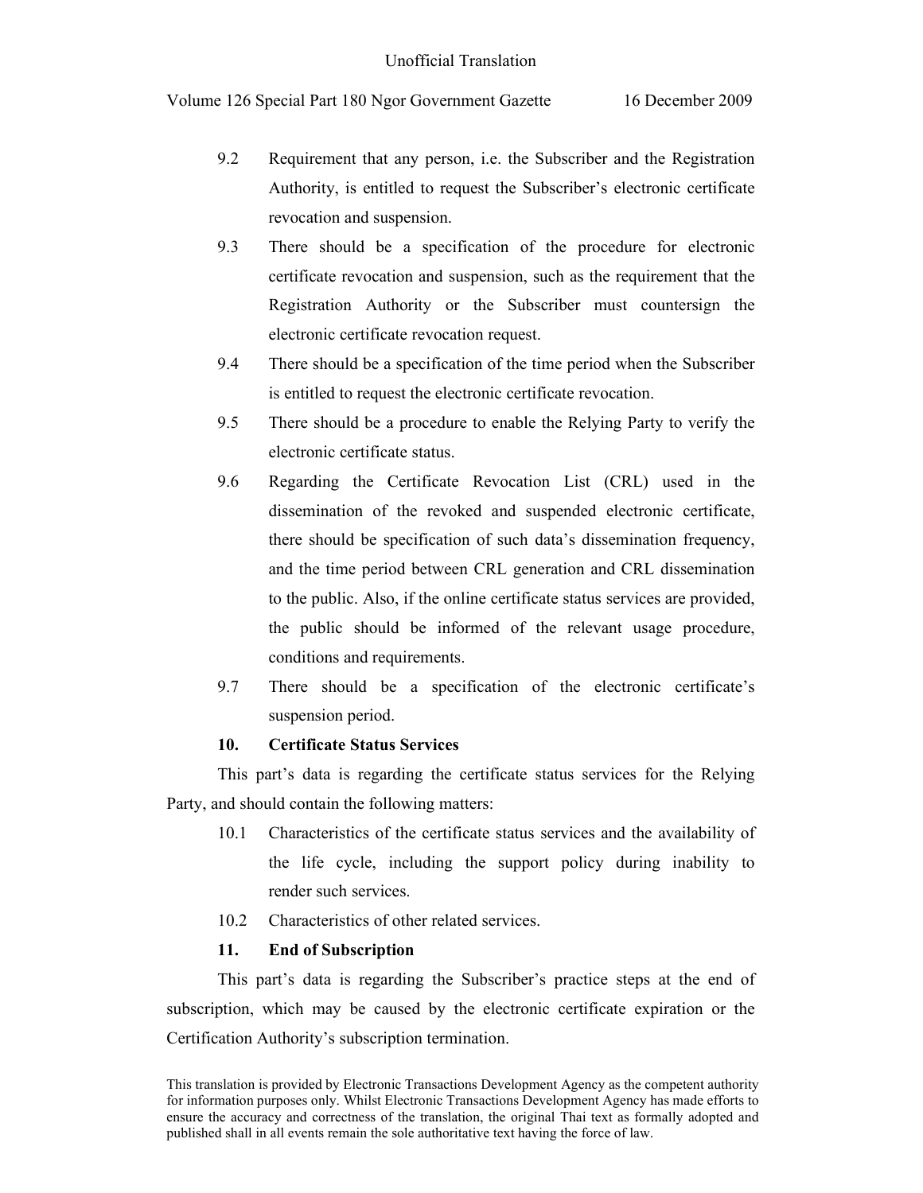9.2 Requirement that any person, i.e. the Subscriber and the Registration Authority, is entitled to request the Subscriber's electronic certificate revocation and suspension.

9.3 There should be a specification of the procedure for electronic certificate revocation and suspension, such as the requirement that the Registration Authority or the Subscriber must countersign the electronic certificate revocation request.

9.4 There should be a specification of the time period when the Subscriber is entitled to request the electronic certificate revocation.

9.5 There should be a procedure to enable the Relying Party to verify the electronic certificate status.

9.6 Regarding the Certificate Revocation List (CRL) used in the dissemination of the revoked and suspended electronic certificate, there should be specification of such data's dissemination frequency, and the time period between CRL generation and CRL dissemination to the public. Also, if the online certificate status services are provided, the public should be informed of the relevant usage procedure, conditions and requirements.

9.7 There should be a specification of the electronic certificate's suspension period.

**10. Certificate Status Services**

This part's data is regarding the certificate status services for the Relying Party, and should contain the following matters:

10.1 Characteristics of the certificate status services and the availability of the life cycle, including the support policy during inability to render such services.

10.2 Characteristics of other related services.

**11. End of Subscription**

This part's data is regarding the Subscriber's practice steps at the end of subscription, which may be caused by the electronic certificate expiration or the Certification Authority's subscription termination.

This translation is provided by Electronic Transactions Development Agency as the competent authority for information purposes only. Whilst Electronic Transactions Development Agency has made efforts to ensure the accuracy and correctness of the translation, the original Thai text as formally adopted and published shall in all events remain the sole authoritative text having the force of law.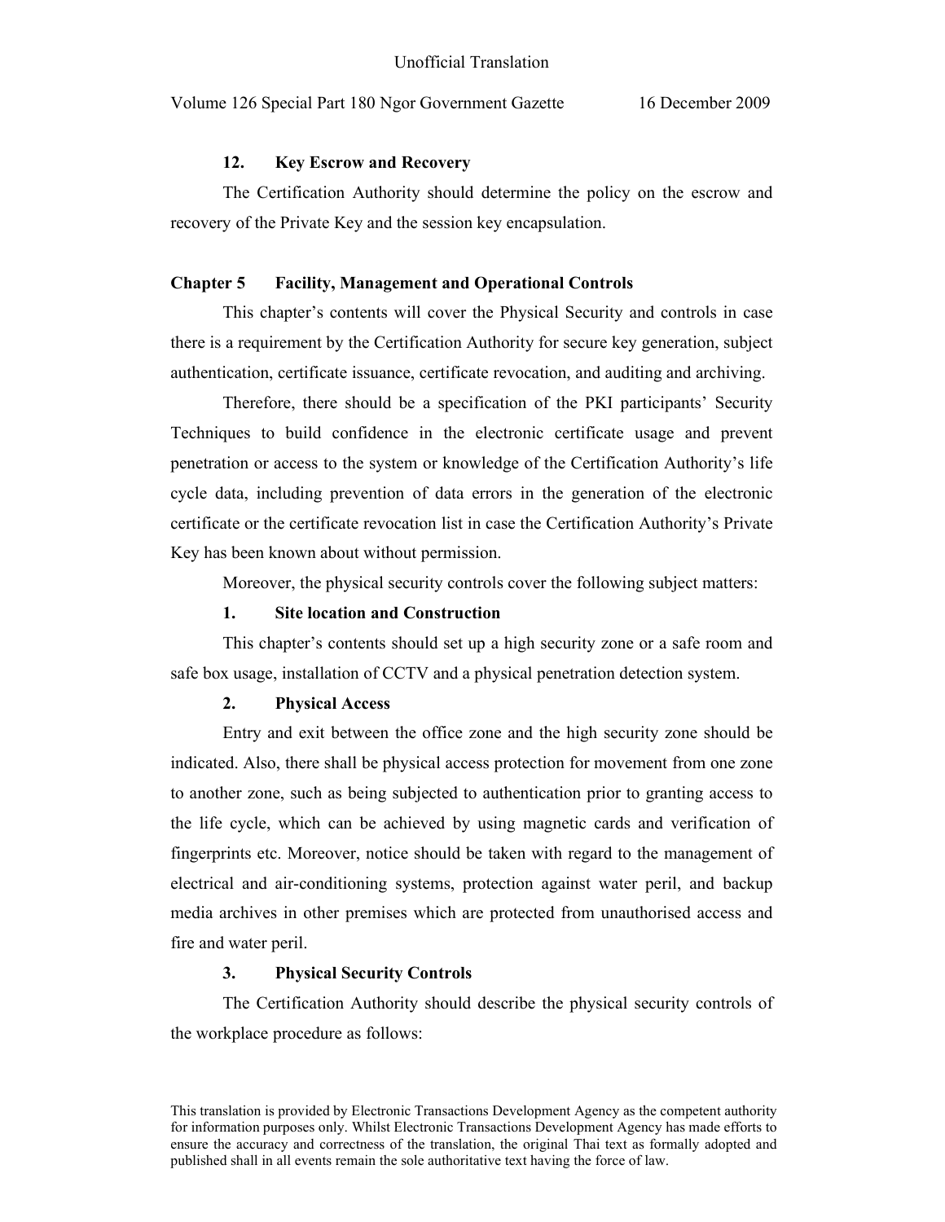**12. Key Escrow and Recovery**

The Certification Authority should determine the policy on the escrow and recovery of the Private Key and the session key encapsulation.

## Chapter 5 Facility, Management and Operational Controls

This chapter's contents will cover the Physical Security and controls in case there is a requirement by the Certification Authority for secure key generation, subject authentication, certificate issuance, certificate revocation, and auditing and archiving.

Therefore, there should be a specification of the PKI participants' Security Techniques to build confidence in the electronic certificate usage and prevent penetration or access to the system or knowledge of the Certification Authority's life cycle data, including prevention of data errors in the generation of the electronic certificate or the certificate revocation list in case the Certification Authority's Private Key has been known about without permission.

Moreover, the physical security controls cover the following subject matters:

**1. Site location and Construction**

This chapter's contents should set up a high security zone or a safe room and safe box usage, installation of CCTV and a physical penetration detection system.

**2. Physical Access**

Entry and exit between the office zone and the high security zone should be indicated. Also, there shall be physical access protection for movement from one zone to another zone, such as being subjected to authentication prior to granting access to the life cycle, which can be achieved by using magnetic cards and verification of fingerprints etc. Moreover, notice should be taken with regard to the management of electrical and air-conditioning systems, protection against water peril, and backup media archives in other premises which are protected from unauthorised access and fire and water peril.

**3. Physical Security Controls**

The Certification Authority should describe the physical security controls of the workplace procedure as follows: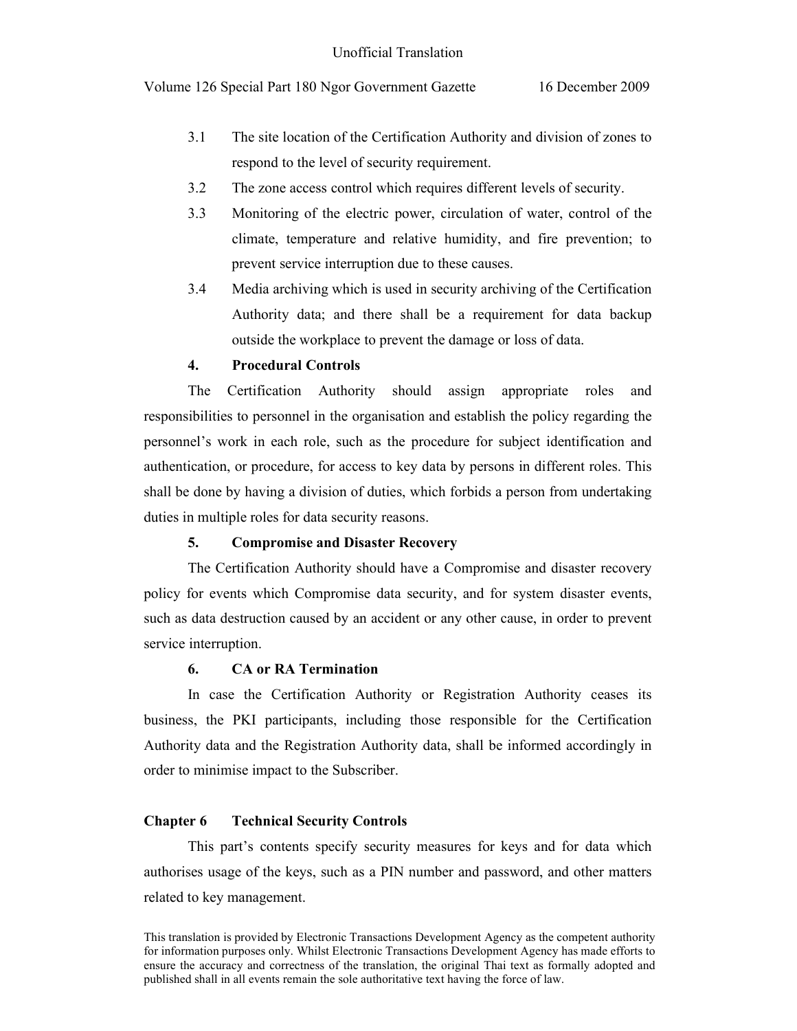3.1 The site location of the Certification Authority and division of zones to respond to the level of security requirement.

3.2 The zone access control which requires different levels of security.

3.3 Monitoring of the electric power, circulation of water, control of the climate, temperature and relative humidity, and fire prevention; to prevent service interruption due to these causes.

3.4 Media archiving which is used in security archiving of the Certification Authority data; and there shall be a requirement for data backup outside the workplace to prevent the damage or loss of data.

**4. Procedural Controls**

The Certification Authority should assign appropriate roles and responsibilities to personnel in the organisation and establish the policy regarding the personnel's work in each role, such as the procedure for subject identification and authentication, or procedure, for access to key data by persons in different roles. This shall be done by having a division of duties, which forbids a person from undertaking duties in multiple roles for data security reasons.

**5. Compromise and Disaster Recovery**

The Certification Authority should have a Compromise and disaster recovery policy for events which Compromise data security, and for system disaster events, such as data destruction caused by an accident or any other cause, in order to prevent service interruption.

**6. CA or RA Termination**

In case the Certification Authority or Registration Authority ceases its business, the PKI participants, including those responsible for the Certification Authority data and the Registration Authority data, shall be informed accordingly in order to minimise impact to the Subscriber.

## Chapter 6 Technical Security Controls

This part's contents specify security measures for keys and for data which authorises usage of the keys, such as a PIN number and password, and other matters related to key management.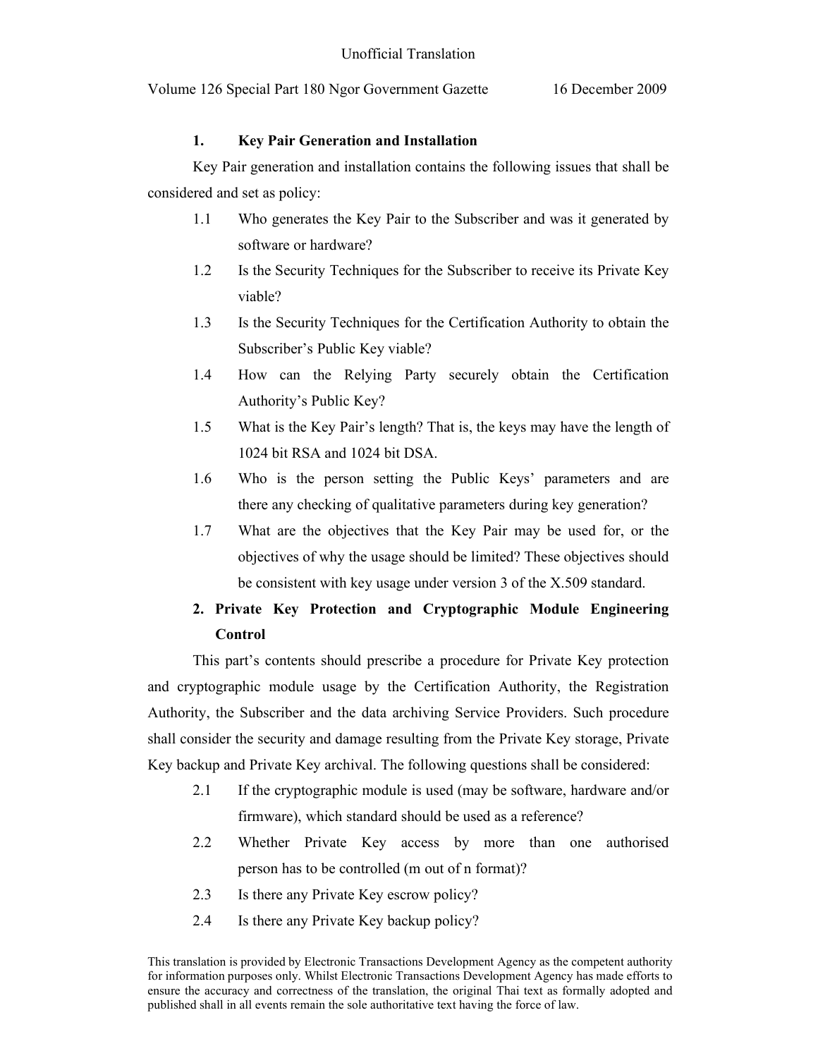### 1. Key Pair Generation and Installation

Key Pair generation and installation contains the following issues that shall be considered and set as policy:

1.1 Who generates the Key Pair to the Subscriber and was it generated by software or hardware?

1.2 Is the Security Techniques for the Subscriber to receive its Private Key viable?

1.3 Is the Security Techniques for the Certification Authority to obtain the Subscriber's Public Key viable?

1.4 How can the Relying Party securely obtain the Certification Authority's Public Key?

1.5 What is the Key Pair's length? That is, the keys may have the length of 1024 bit RSA and 1024 bit DSA.

1.6 Who is the person setting the Public Keys' parameters and are there any checking of qualitative parameters during key generation?

1.7 What are the objectives that the Key Pair may be used for, or the objectives of why the usage should be limited? These objectives should be consistent with key usage under version 3 of the X.509 standard.

### 2. Private Key Protection and Cryptographic Module Engineering Control

This part's contents should prescribe a procedure for Private Key protection and cryptographic module usage by the Certification Authority, the Registration Authority, the Subscriber and the data archiving Service Providers. Such procedure shall consider the security and damage resulting from the Private Key storage, Private Key backup and Private Key archival. The following questions shall be considered:

2.1 If the cryptographic module is used (may be software, hardware and/or firmware), which standard should be used as a reference?

2.2 Whether Private Key access by more than one authorised person has to be controlled (m out of n format)?

2.3 Is there any Private Key escrow policy?

2.4 Is there any Private Key backup policy?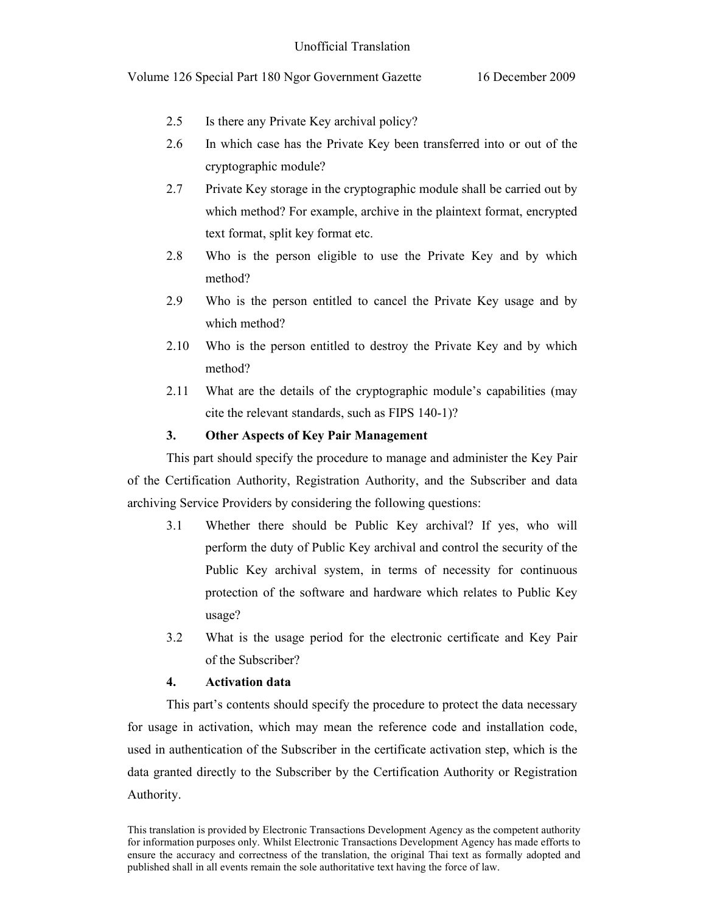2.5 Is there any Private Key archival policy?

2.6 In which case has the Private Key been transferred into or out of the cryptographic module?

2.7 Private Key storage in the cryptographic module shall be carried out by which method? For example, archive in the plaintext format, encrypted text format, split key format etc.

2.8 Who is the person eligible to use the Private Key and by which method?

2.9 Who is the person entitled to cancel the Private Key usage and by which method?

2.10 Who is the person entitled to destroy the Private Key and by which method?

2.11 What are the details of the cryptographic module's capabilities (may cite the relevant standards, such as FIPS 140-1)?

**3. Other Aspects of Key Pair Management**

This part should specify the procedure to manage and administer the Key Pair of the Certification Authority, Registration Authority, and the Subscriber and data archiving Service Providers by considering the following questions:

3.1 Whether there should be Public Key archival? If yes, who will perform the duty of Public Key archival and control the security of the Public Key archival system, in terms of necessity for continuous protection of the software and hardware which relates to Public Key usage?

3.2 What is the usage period for the electronic certificate and Key Pair of the Subscriber?

**4. Activation data**

This part's contents should specify the procedure to protect the data necessary for usage in activation, which may mean the reference code and installation code, used in authentication of the Subscriber in the certificate activation step, which is the data granted directly to the Subscriber by the Certification Authority or Registration Authority.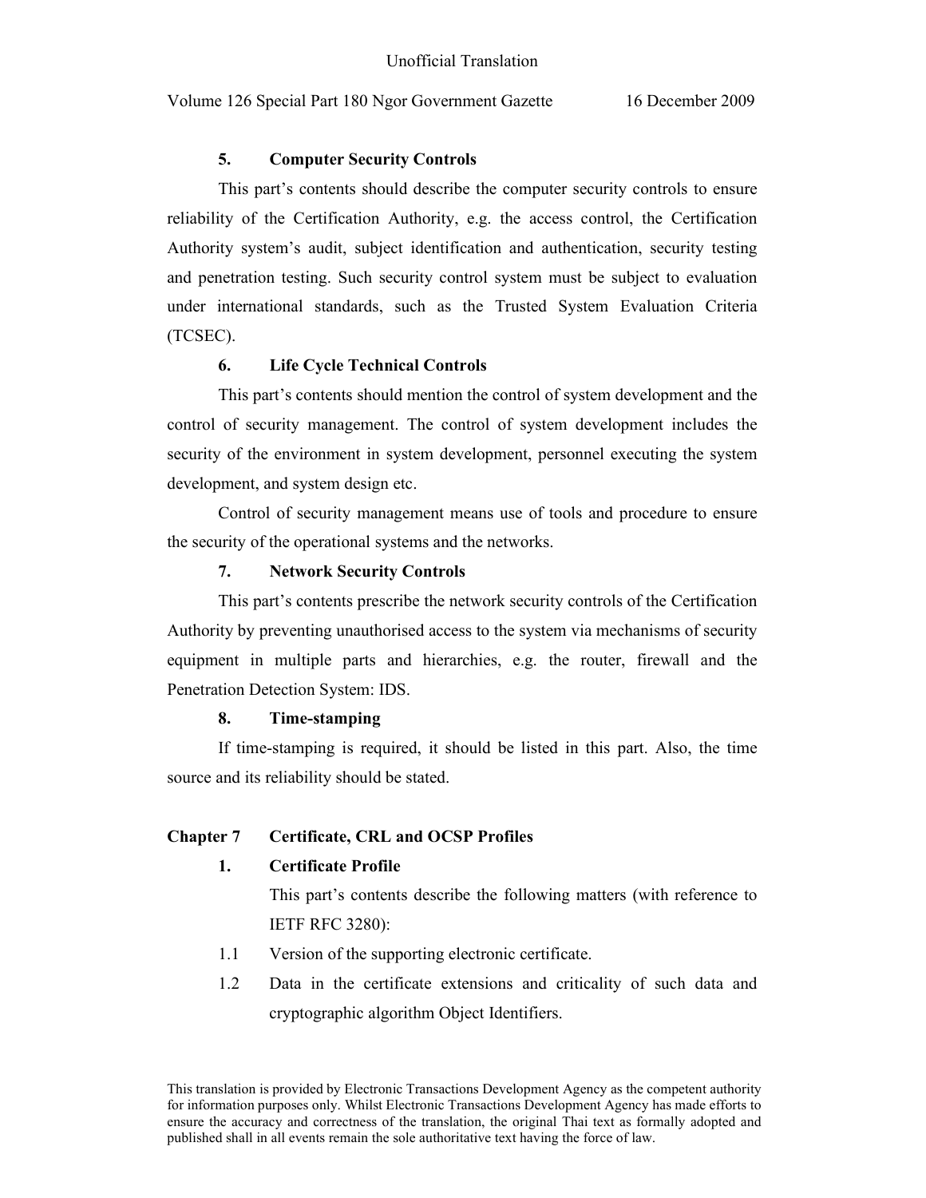### 5. Computer Security Controls

This part's contents should describe the computer security controls to ensure reliability of the Certification Authority, e.g. the access control, the Certification Authority system's audit, subject identification and authentication, security testing and penetration testing. Such security control system must be subject to evaluation under international standards, such as the Trusted System Evaluation Criteria (TCSEC).

### 6. Life Cycle Technical Controls

This part's contents should mention the control of system development and the control of security management. The control of system development includes the security of the environment in system development, personnel executing the system development, and system design etc.

Control of security management means use of tools and procedure to ensure the security of the operational systems and the networks.

### 7. Network Security Controls

This part's contents prescribe the network security controls of the Certification Authority by preventing unauthorised access to the system via mechanisms of security equipment in multiple parts and hierarchies, e.g. the router, firewall and the Penetration Detection System: IDS.

### 8. Time-stamping

If time-stamping is required, it should be listed in this part. Also, the time source and its reliability should be stated.

## Chapter 7 Certificate, CRL and OCSP Profiles

### 1. Certificate Profile

This part's contents describe the following matters (with reference to IETF RFC 3280):

1.1 Version of the supporting electronic certificate.

1.2 Data in the certificate extensions and criticality of such data and cryptographic algorithm Object Identifiers.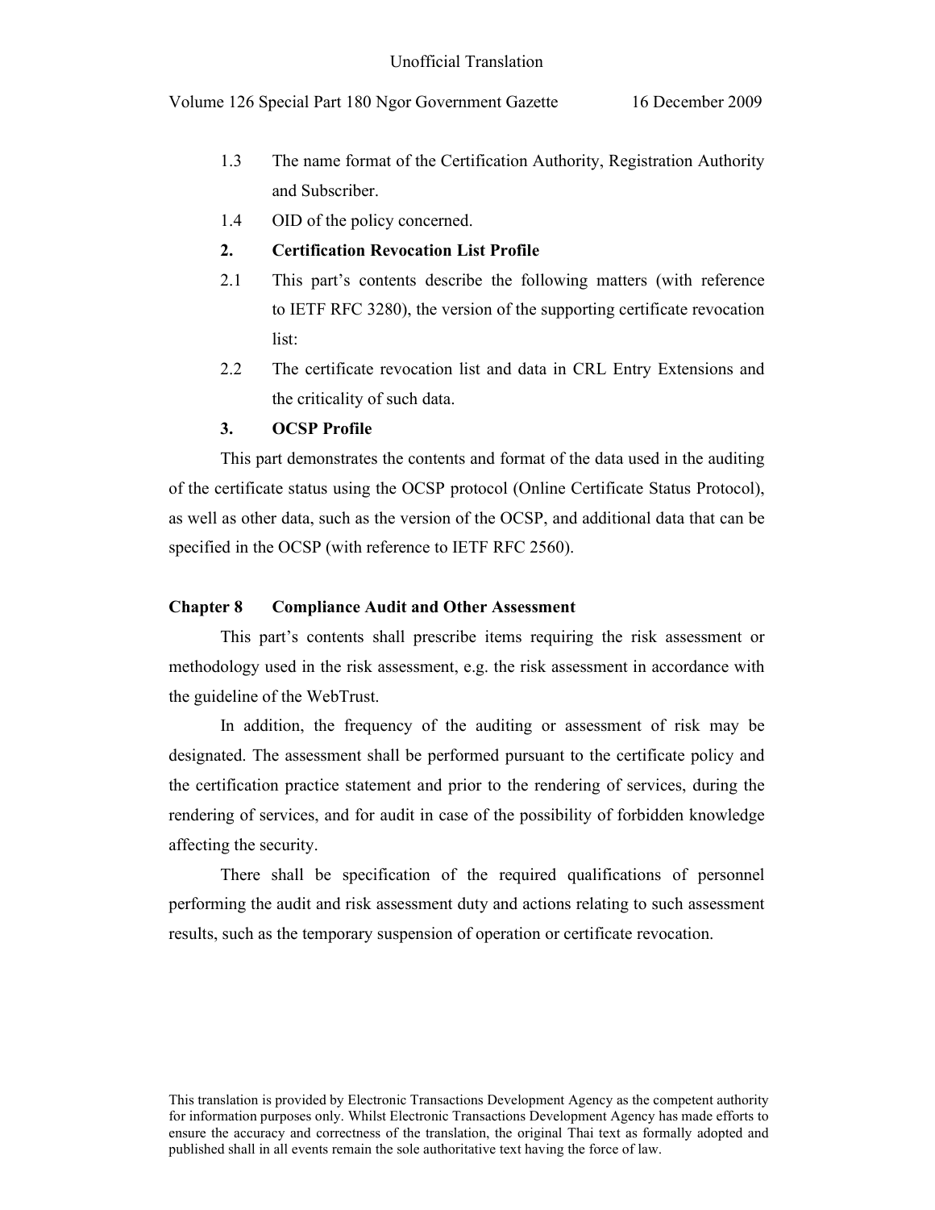1.3 The name format of the Certification Authority, Registration Authority and Subscriber.

1.4 OID of the policy concerned.

**2. Certification Revocation List Profile**

2.1 This part's contents describe the following matters (with reference to IETF RFC 3280), the version of the supporting certificate revocation list:

2.2 The certificate revocation list and data in CRL Entry Extensions and the criticality of such data.

**3. OCSP Profile**

This part demonstrates the contents and format of the data used in the auditing of the certificate status using the OCSP protocol (Online Certificate Status Protocol), as well as other data, such as the version of the OCSP, and additional data that can be specified in the OCSP (with reference to IETF RFC 2560).

## Chapter 8 Compliance Audit and Other Assessment

This part's contents shall prescribe items requiring the risk assessment or methodology used in the risk assessment, e.g. the risk assessment in accordance with the guideline of the WebTrust.

In addition, the frequency of the auditing or assessment of risk may be designated. The assessment shall be performed pursuant to the certificate policy and the certification practice statement and prior to the rendering of services, during the rendering of services, and for audit in case of the possibility of forbidden knowledge affecting the security.

There shall be specification of the required qualifications of personnel performing the audit and risk assessment duty and actions relating to such assessment results, such as the temporary suspension of operation or certificate revocation.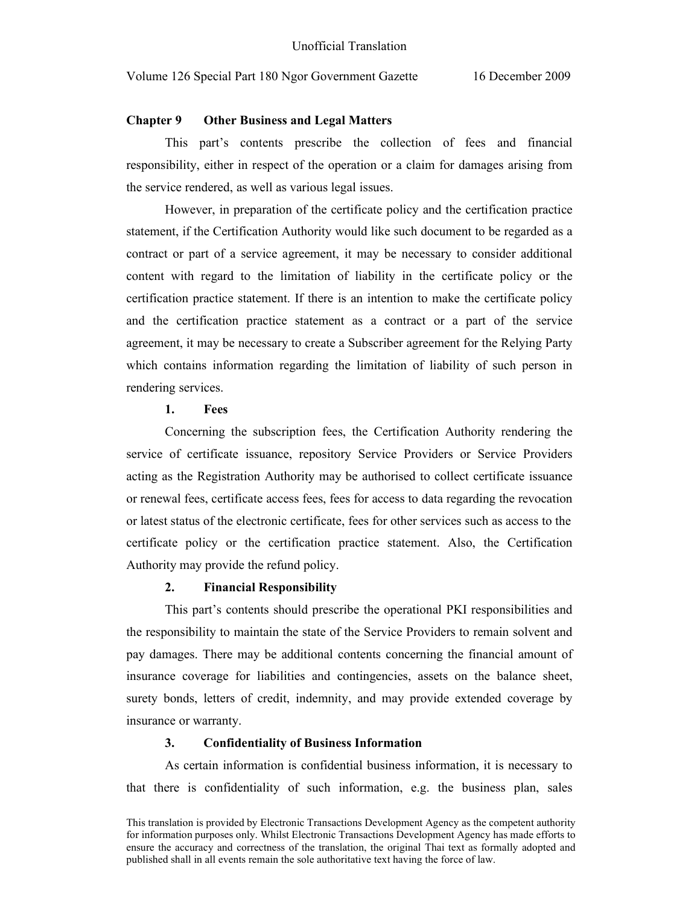## Chapter 9 Other Business and Legal Matters

This part's contents prescribe the collection of fees and financial responsibility, either in respect of the operation or a claim for damages arising from the service rendered, as well as various legal issues.

However, in preparation of the certificate policy and the certification practice statement, if the Certification Authority would like such document to be regarded as a contract or part of a service agreement, it may be necessary to consider additional content with regard to the limitation of liability in the certificate policy or the certification practice statement. If there is an intention to make the certificate policy and the certification practice statement as a contract or a part of the service agreement, it may be necessary to create a Subscriber agreement for the Relying Party which contains information regarding the limitation of liability of such person in rendering services.

### 1. Fees

Concerning the subscription fees, the Certification Authority rendering the service of certificate issuance, repository Service Providers or Service Providers acting as the Registration Authority may be authorised to collect certificate issuance or renewal fees, certificate access fees, fees for access to data regarding the revocation or latest status of the electronic certificate, fees for other services such as access to the certificate policy or the certification practice statement. Also, the Certification Authority may provide the refund policy.

### 2. Financial Responsibility

This part's contents should prescribe the operational PKI responsibilities and the responsibility to maintain the state of the Service Providers to remain solvent and pay damages. There may be additional contents concerning the financial amount of insurance coverage for liabilities and contingencies, assets on the balance sheet, surety bonds, letters of credit, indemnity, and may provide extended coverage by insurance or warranty.

### 3. Confidentiality of Business Information

As certain information is confidential business information, it is necessary to that there is confidentiality of such information, e.g. the business plan, sales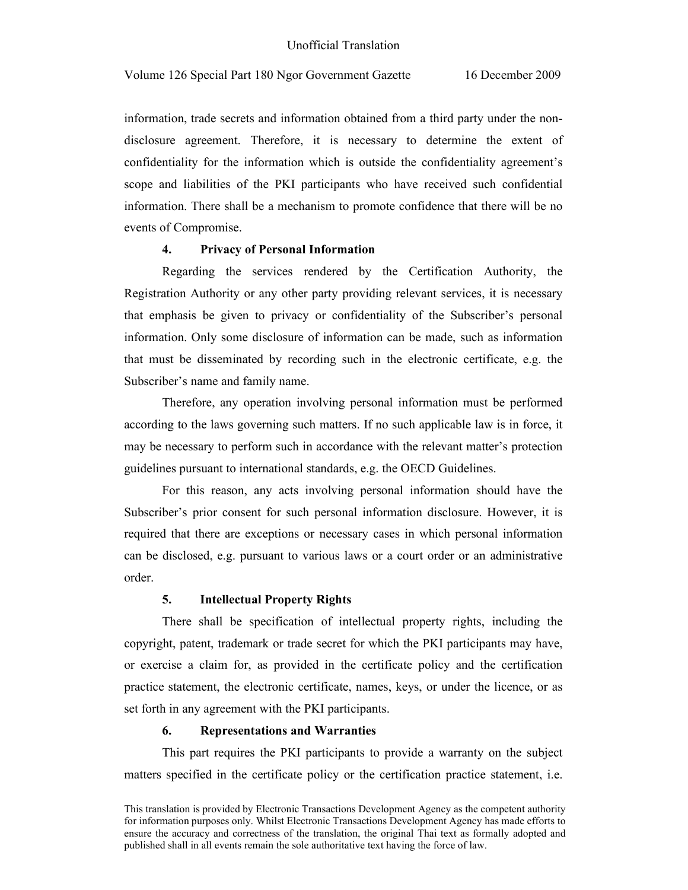information, trade secrets and information obtained from a third party under the non-disclosure agreement. Therefore, it is necessary to determine the extent of confidentiality for the information which is outside the confidentiality agreement's scope and liabilities of the PKI participants who have received such confidential information. There shall be a mechanism to promote confidence that there will be no events of Compromise.

**4. Privacy of Personal Information**

Regarding the services rendered by the Certification Authority, the Registration Authority or any other party providing relevant services, it is necessary that emphasis be given to privacy or confidentiality of the Subscriber's personal information. Only some disclosure of information can be made, such as information that must be disseminated by recording such in the electronic certificate, e.g. the Subscriber's name and family name.

Therefore, any operation involving personal information must be performed according to the laws governing such matters. If no such applicable law is in force, it may be necessary to perform such in accordance with the relevant matter's protection guidelines pursuant to international standards, e.g. the OECD Guidelines.

For this reason, any acts involving personal information should have the Subscriber's prior consent for such personal information disclosure. However, it is required that there are exceptions or necessary cases in which personal information can be disclosed, e.g. pursuant to various laws or a court order or an administrative order.

**5. Intellectual Property Rights**

There shall be specification of intellectual property rights, including the copyright, patent, trademark or trade secret for which the PKI participants may have, or exercise a claim for, as provided in the certificate policy and the certification practice statement, the electronic certificate, names, keys, or under the licence, or as set forth in any agreement with the PKI participants.

**6. Representations and Warranties**

This part requires the PKI participants to provide a warranty on the subject matters specified in the certificate policy or the certification practice statement, i.e.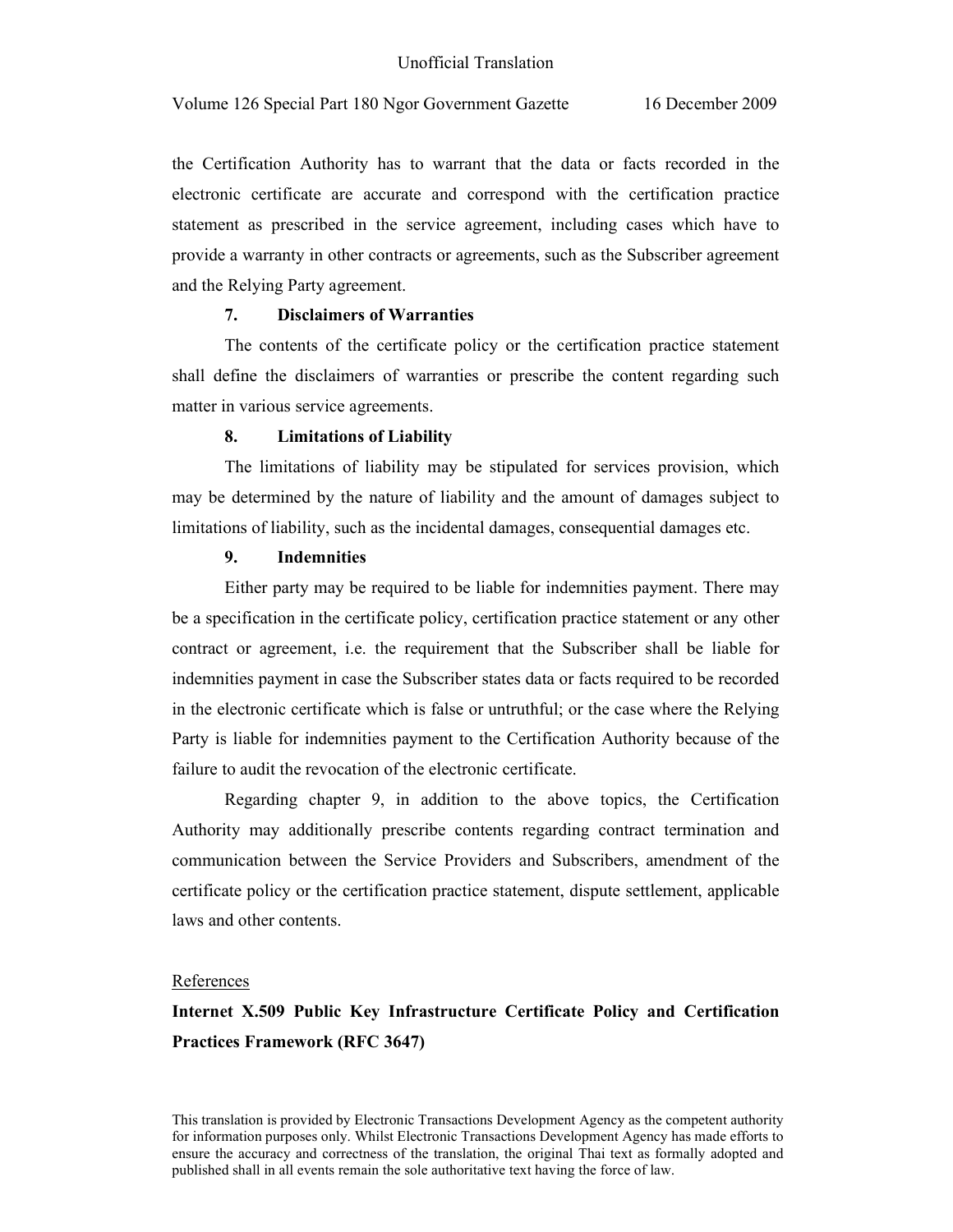the Certification Authority has to warrant that the data or facts recorded in the electronic certificate are accurate and correspond with the certification practice statement as prescribed in the service agreement, including cases which have to provide a warranty in other contracts or agreements, such as the Subscriber agreement and the Relying Party agreement.

**7. Disclaimers of Warranties**

The contents of the certificate policy or the certification practice statement shall define the disclaimers of warranties or prescribe the content regarding such matter in various service agreements.

**8. Limitations of Liability**

The limitations of liability may be stipulated for services provision, which may be determined by the nature of liability and the amount of damages subject to limitations of liability, such as the incidental damages, consequential damages etc.

**9. Indemnities**

Either party may be required to be liable for indemnities payment. There may be a specification in the certificate policy, certification practice statement or any other contract or agreement, i.e. the requirement that the Subscriber shall be liable for indemnities payment in case the Subscriber states data or facts required to be recorded in the electronic certificate which is false or untruthful; or the case where the Relying Party is liable for indemnities payment to the Certification Authority because of the failure to audit the revocation of the electronic certificate.

Regarding chapter 9, in addition to the above topics, the Certification Authority may additionally prescribe contents regarding contract termination and communication between the Service Providers and Subscribers, amendment of the certificate policy or the certification practice statement, dispute settlement, applicable laws and other contents.

References

**Internet X.509 Public Key Infrastructure Certificate Policy and Certification Practices Framework (RFC 3647)**

This translation is provided by Electronic Transactions Development Agency as the competent authority for information purposes only. Whilst Electronic Transactions Development Agency has made efforts to ensure the accuracy and correctness of the translation, the original Thai text as formally adopted and published shall in all events remain the sole authoritative text having the force of law.